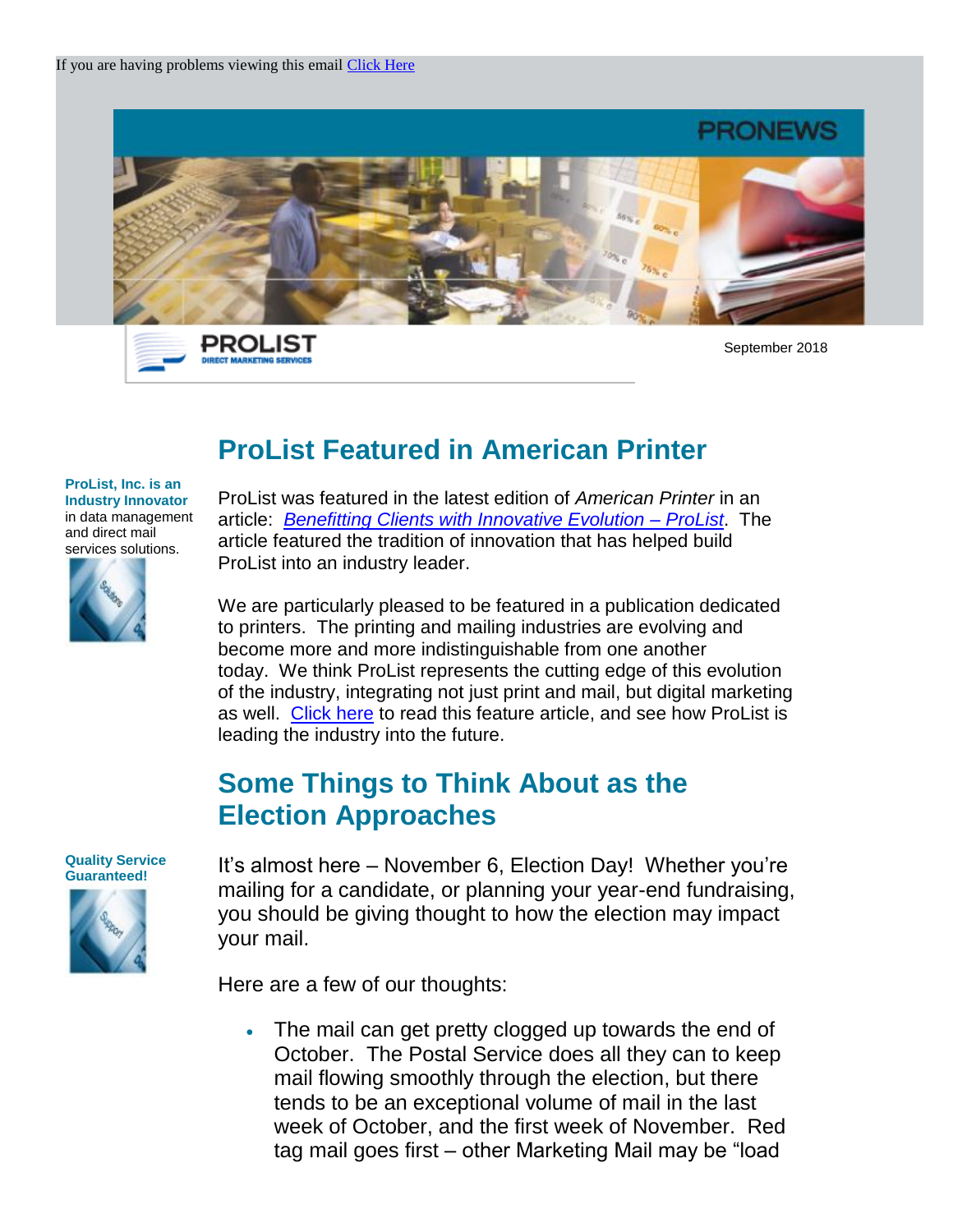If you are having problems viewing this email Click Here

PRONEWS

PROLIST
DIRECT MARKETING SERVICES

September 2018

# ProList Featured in American Printer

**ProList, Inc. is an Industry Innovator** in data management and direct mail services solutions.

ProList was featured in the latest edition of *American Printer* in an article: *Benefitting Clients with Innovative Evolution – ProList*. The article featured the tradition of innovation that has helped build ProList into an industry leader.

We are particularly pleased to be featured in a publication dedicated to printers. The printing and mailing industries are evolving and become more and more indistinguishable from one another today. We think ProList represents the cutting edge of this evolution of the industry, integrating not just print and mail, but digital marketing as well. Click here to read this feature article, and see how ProList is leading the industry into the future.

# Some Things to Think About as the Election Approaches

**Quality Service Guaranteed!**

It's almost here – November 6, Election Day! Whether you're mailing for a candidate, or planning your year-end fundraising, you should be giving thought to how the election may impact your mail.

Here are a few of our thoughts:

- The mail can get pretty clogged up towards the end of October. The Postal Service does all they can to keep mail flowing smoothly through the election, but there tends to be an exceptional volume of mail in the last week of October, and the first week of November. Red tag mail goes first – other Marketing Mail may be "load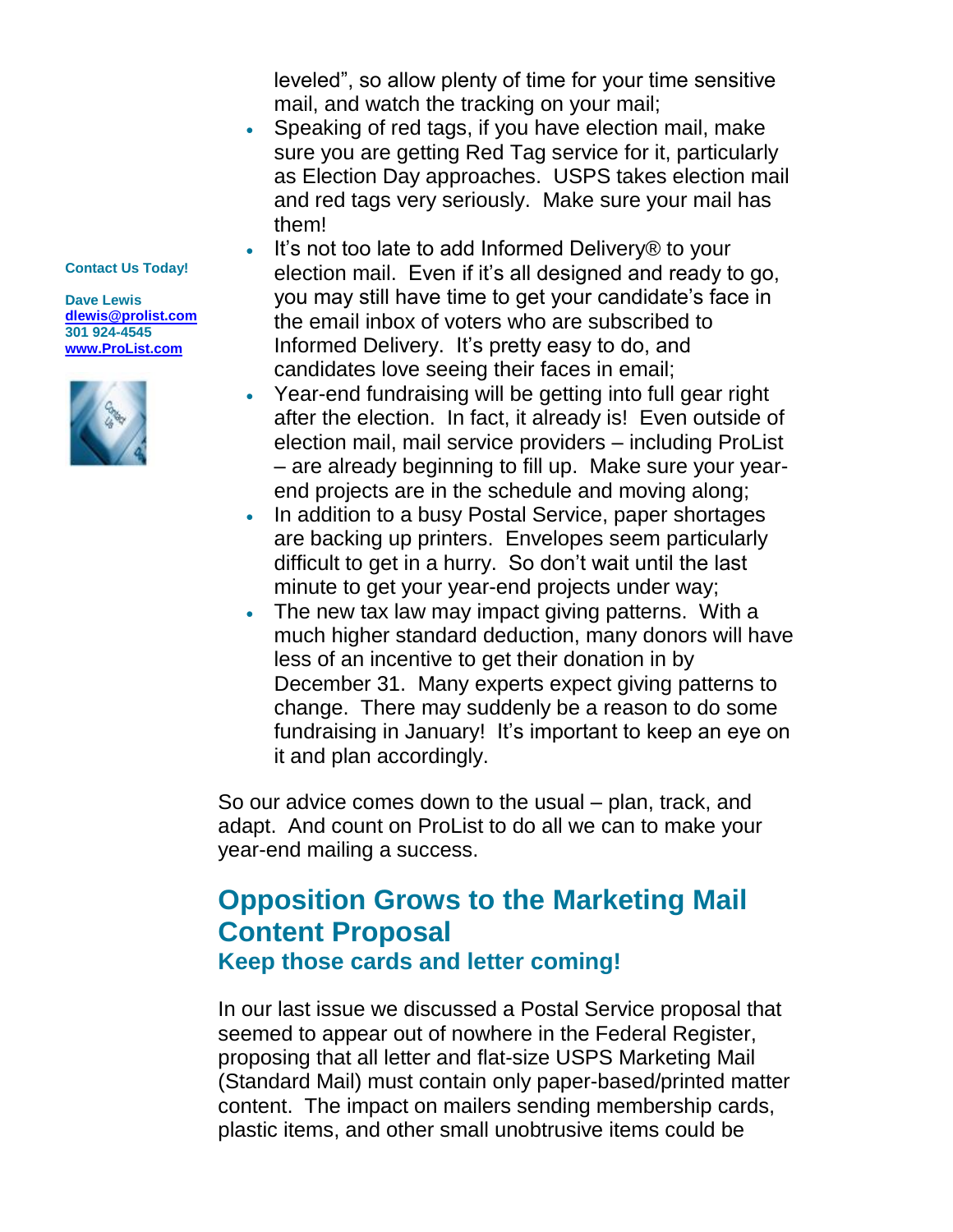leveled", so allow plenty of time for your time sensitive mail, and watch the tracking on your mail;

- Speaking of red tags, if you have election mail, make sure you are getting Red Tag service for it, particularly as Election Day approaches. USPS takes election mail and red tags very seriously. Make sure your mail has them!
- It's not too late to add Informed Delivery® to your election mail. Even if it's all designed and ready to go, you may still have time to get your candidate's face in the email inbox of voters who are subscribed to Informed Delivery. It's pretty easy to do, and candidates love seeing their faces in email;
- Year-end fundraising will be getting into full gear right after the election. In fact, it already is! Even outside of election mail, mail service providers – including ProList – are already beginning to fill up. Make sure your year-end projects are in the schedule and moving along;
- In addition to a busy Postal Service, paper shortages are backing up printers. Envelopes seem particularly difficult to get in a hurry. So don't wait until the last minute to get your year-end projects under way;
- The new tax law may impact giving patterns. With a much higher standard deduction, many donors will have less of an incentive to get their donation in by December 31. Many experts expect giving patterns to change. There may suddenly be a reason to do some fundraising in January! It's important to keep an eye on it and plan accordingly.

So our advice comes down to the usual – plan, track, and adapt. And count on ProList to do all we can to make your year-end mailing a success.

**Contact Us Today!**

**Dave Lewis**
**dlewis@prolist.com**
**301 924-4545**
**www.ProList.com**

## Opposition Grows to the Marketing Mail Content Proposal

### Keep those cards and letter coming!

In our last issue we discussed a Postal Service proposal that seemed to appear out of nowhere in the Federal Register, proposing that all letter and flat-size USPS Marketing Mail (Standard Mail) must contain only paper-based/printed matter content. The impact on mailers sending membership cards, plastic items, and other small unobtrusive items could be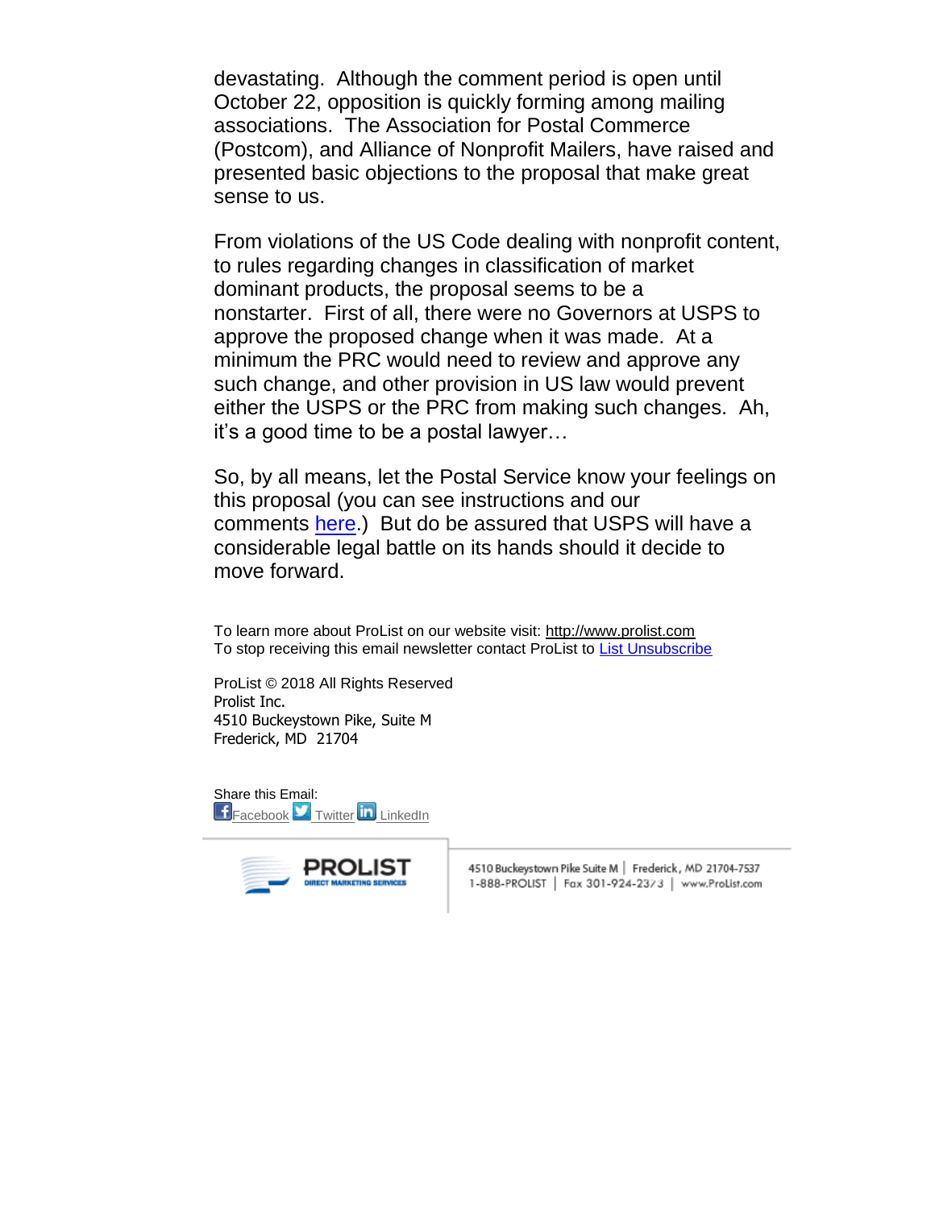devastating.  Although the comment period is open until October 22, opposition is quickly forming among mailing associations.  The Association for Postal Commerce (Postcom), and Alliance of Nonprofit Mailers, have raised and presented basic objections to the proposal that make great sense to us.

From violations of the US Code dealing with nonprofit content, to rules regarding changes in classification of market dominant products, the proposal seems to be a nonstarter.  First of all, there were no Governors at USPS to approve the proposed change when it was made.  At a minimum the PRC would need to review and approve any such change, and other provision in US law would prevent either the USPS or the PRC from making such changes.  Ah, it's a good time to be a postal lawyer…

So, by all means, let the Postal Service know your feelings on this proposal (you can see instructions and our comments here.)  But do be assured that USPS will have a considerable legal battle on its hands should it decide to move forward.

To learn more about ProList on our website visit: http://www.prolist.com
To stop receiving this email newsletter contact ProList to List Unsubscribe

ProList © 2018 All Rights Reserved
Prolist Inc.
4510 Buckeystown Pike, Suite M
Frederick, MD  21704

Share this Email:
Facebook Twitter LinkedIn

PROLIST
DIRECT MARKETING SERVICES

4510 Buckeystown Pike Suite M | Frederick, MD 21704-7537
1-888-PROLIST | Fax 301-924-2373 | www.ProList.com